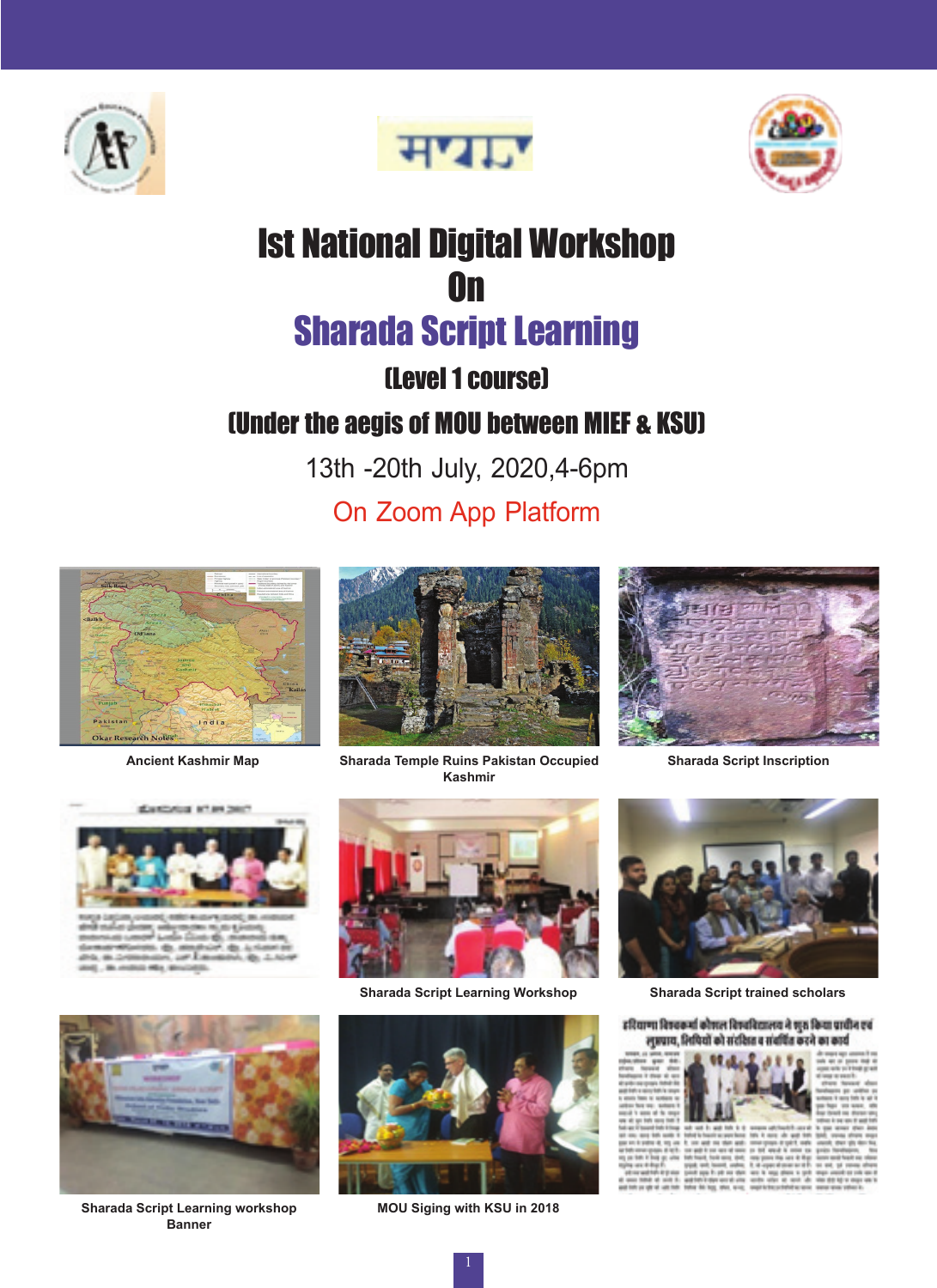# Ist National Digital Workshop
# On
# Sharada Script Learning

## (Level 1 course)

## (Under the aegis of MOU between MIEF & KSU)

13th -20th July, 2020,4-6pm

On Zoom App Platform

Ancient Kashmir Map

Sharada Temple Ruins Pakistan Occupied Kashmir

Sharada Script Inscription

Sharada Script Learning Workshop

Sharada Script trained scholars

Sharada Script Learning workshop Banner

MOU Siging with KSU in 2018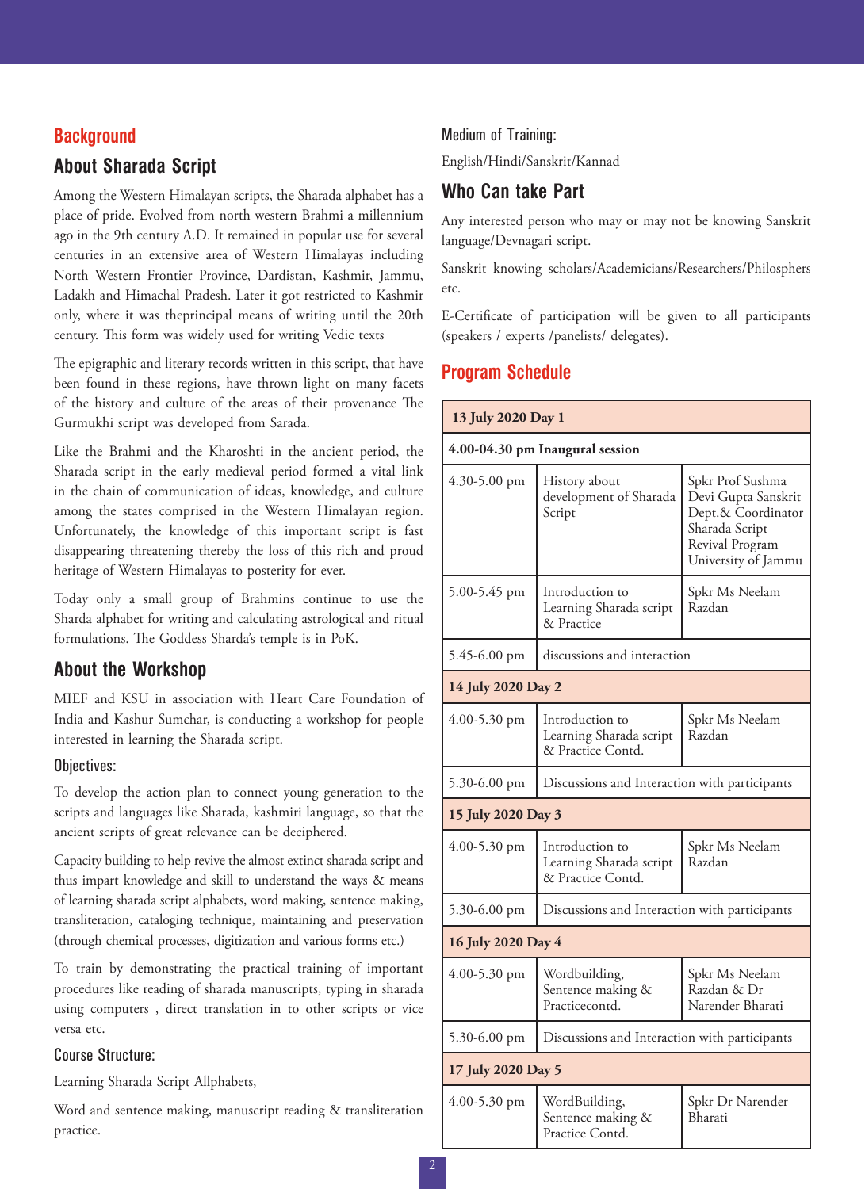# Background

## About Sharada Script

Among the Western Himalayan scripts, the Sharada alphabet has a place of pride. Evolved from north western Brahmi a millennium ago in the 9th century A.D. It remained in popular use for several centuries in an extensive area of Western Himalayas including North Western Frontier Province, Dardistan, Kashmir, Jammu, Ladakh and Himachal Pradesh. Later it got restricted to Kashmir only, where it was theprincipal means of writing until the 20th century. This form was widely used for writing Vedic texts

The epigraphic and literary records written in this script, that have been found in these regions, have thrown light on many facets of the history and culture of the areas of their provenance The Gurmukhi script was developed from Sarada.

Like the Brahmi and the Kharoshti in the ancient period, the Sharada script in the early medieval period formed a vital link in the chain of communication of ideas, knowledge, and culture among the states comprised in the Western Himalayan region. Unfortunately, the knowledge of this important script is fast disappearing threatening thereby the loss of this rich and proud heritage of Western Himalayas to posterity for ever.

Today only a small group of Brahmins continue to use the Sharda alphabet for writing and calculating astrological and ritual formulations. The Goddess Sharda's temple is in PoK.

## About the Workshop

MIEF and KSU in association with Heart Care Foundation of India and Kashur Sumchar, is conducting a workshop for people interested in learning the Sharada script.

### Objectives:

To develop the action plan to connect young generation to the scripts and languages like Sharada, kashmiri language, so that the ancient scripts of great relevance can be deciphered.

Capacity building to help revive the almost extinct sharada script and thus impart knowledge and skill to understand the ways & means of learning sharada script alphabets, word making, sentence making, transliteration, cataloging technique, maintaining and preservation (through chemical processes, digitization and various forms etc.)

To train by demonstrating the practical training of important procedures like reading of sharada manuscripts, typing in sharada using computers , direct translation in to other scripts or vice versa etc.

### Course Structure:

Learning Sharada Script Allphabets,

Word and sentence making, manuscript reading & transliteration practice.

### Medium of Training:

English/Hindi/Sanskrit/Kannad

## Who Can take Part

Any interested person who may or may not be knowing Sanskrit language/Devnagari script.

Sanskrit knowing scholars/Academicians/Researchers/Philosphers etc.

E-Certificate of participation will be given to all participants (speakers / experts /panelists/ delegates).

# Program Schedule

| 13 July 2020 Day 1 | | |
|---|---|---|
| **4.00-04.30 pm Inaugural session** | | |
| 4.30-5.00 pm | History about development of Sharada Script | Spkr Prof Sushma Devi Gupta Sanskrit Dept.& Coordinator Sharada Script Revival Program University of Jammu |
| 5.00-5.45 pm | Introduction to Learning Sharada script & Practice | Spkr Ms Neelam Razdan |
| 5.45-6.00 pm | discussions and interaction | |
| **14 July 2020 Day 2** | | |
| 4.00-5.30 pm | Introduction to Learning Sharada script & Practice Contd. | Spkr Ms Neelam Razdan |
| 5.30-6.00 pm | Discussions and Interaction with participants | |
| **15 July 2020 Day 3** | | |
| 4.00-5.30 pm | Introduction to Learning Sharada script & Practice Contd. | Spkr Ms Neelam Razdan |
| 5.30-6.00 pm | Discussions and Interaction with participants | |
| **16 July 2020 Day 4** | | |
| 4.00-5.30 pm | Wordbuilding, Sentence making & Practicecontd. | Spkr Ms Neelam Razdan & Dr Narender Bharati |
| 5.30-6.00 pm | Discussions and Interaction with participants | |
| **17 July 2020 Day 5** | | |
| 4.00-5.30 pm | WordBuilding, Sentence making & Practice Contd. | Spkr Dr Narender Bharati |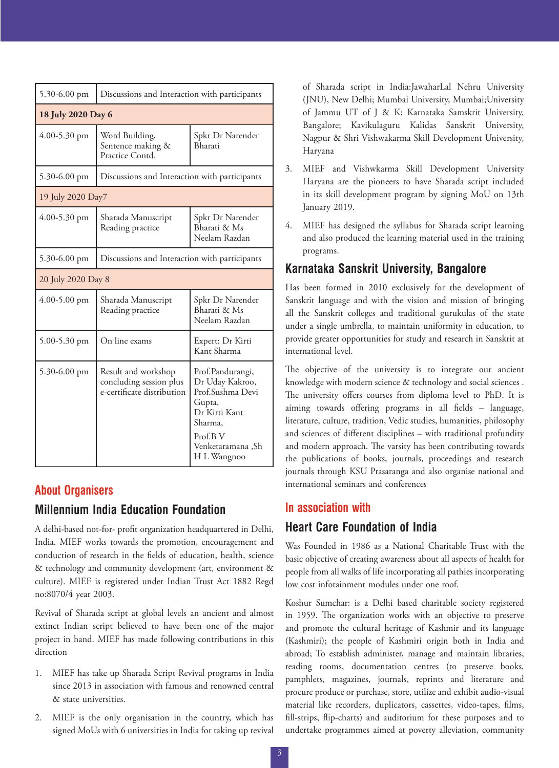| | | |
|---|---|---|
| 5.30-6.00 pm | Discussions and Interaction with participants | |
| **18 July 2020 Day 6** | | |
| 4.00-5.30 pm | Word Building, Sentence making & Practice Contd. | Spkr Dr Narender Bharati |
| 5.30-6.00 pm | Discussions and Interaction with participants | |
| 19 July 2020 Day7 | | |
| 4.00-5.30 pm | Sharada Manuscript Reading practice | Spkr Dr Narender Bharati & Ms Neelam Razdan |
| 5.30-6.00 pm | Discussions and Interaction with participants | |
| 20 July 2020 Day 8 | | |
| 4.00-5.00 pm | Sharada Manuscript Reading practice | Spkr Dr Narender Bharati & Ms Neelam Razdan |
| 5.00-5.30 pm | On line exams | Expert: Dr Kirti Kant Sharma |
| 5.30-6.00 pm | Result and workshop concluding session plus e-certificate distribution | Prof.Pandurangi, Dr Uday Kakroo, Prof.Sushma Devi Gupta, Dr Kirti Kant Sharma, Prof.B V Venketaramana ,Sh H L Wangnoo |

## About Organisers

### Millennium India Education Foundation

A delhi-based not-for- profit organization headquartered in Delhi, India. MIEF works towards the promotion, encouragement and conduction of research in the fields of education, health, science & technology and community development (art, environment & culture). MIEF is registered under Indian Trust Act 1882 Regd no:8070/4 year 2003.

Revival of Sharada script at global levels an ancient and almost extinct Indian script believed to have been one of the major project in hand. MIEF has made following contributions in this direction

1. MIEF has take up Sharada Script Revival programs in India since 2013 in association with famous and renowned central & state universities.
2. MIEF is the only organisation in the country, which has signed MoUs with 6 universities in India for taking up revival of Sharada script in India:JawaharLal Nehru University (JNU), New Delhi; Mumbai University, Mumbai;University of Jammu UT of J & K; Karnataka Samskrit University, Bangalore; Kavikulaguru Kalidas Sanskrit University, Nagpur & Shri Vishwakarma Skill Development University, Haryana
3. MIEF and Vishwkarma Skill Development University Haryana are the pioneers to have Sharada script included in its skill development program by signing MoU on 13th January 2019.
4. MIEF has designed the syllabus for Sharada script learning and also produced the learning material used in the training programs.

### Karnataka Sanskrit University, Bangalore

Has been formed in 2010 exclusively for the development of Sanskrit language and with the vision and mission of bringing all the Sanskrit colleges and traditional gurukulas of the state under a single umbrella, to maintain uniformity in education, to provide greater opportunities for study and research in Sanskrit at international level.

The objective of the university is to integrate our ancient knowledge with modern science & technology and social sciences . The university offers courses from diploma level to PhD. It is aiming towards offering programs in all fields – language, literature, culture, tradition, Vedic studies, humanities, philosophy and sciences of different disciplines – with traditional profundity and modern approach. The varsity has been contributing towards the publications of books, journals, proceedings and research journals through KSU Prasaranga and also organise national and international seminars and conferences

## In association with

### Heart Care Foundation of India

Was Founded in 1986 as a National Charitable Trust with the basic objective of creating awareness about all aspects of health for people from all walks of life incorporating all pathies incorporating low cost infotainment modules under one roof.

Koshur Sumchar: is a Delhi based charitable society registered in 1959. The organization works with an objective to preserve and promote the cultural heritage of Kashmir and its language (Kashmiri); the people of Kashmiri origin both in India and abroad; To establish administer, manage and maintain libraries, reading rooms, documentation centres (to preserve books, pamphlets, magazines, journals, reprints and literature and procure produce or purchase, store, utilize and exhibit audio-visual material like recorders, duplicators, cassettes, video-tapes, films, fill-strips, flip-charts) and auditorium for these purposes and to undertake programmes aimed at poverty alleviation, community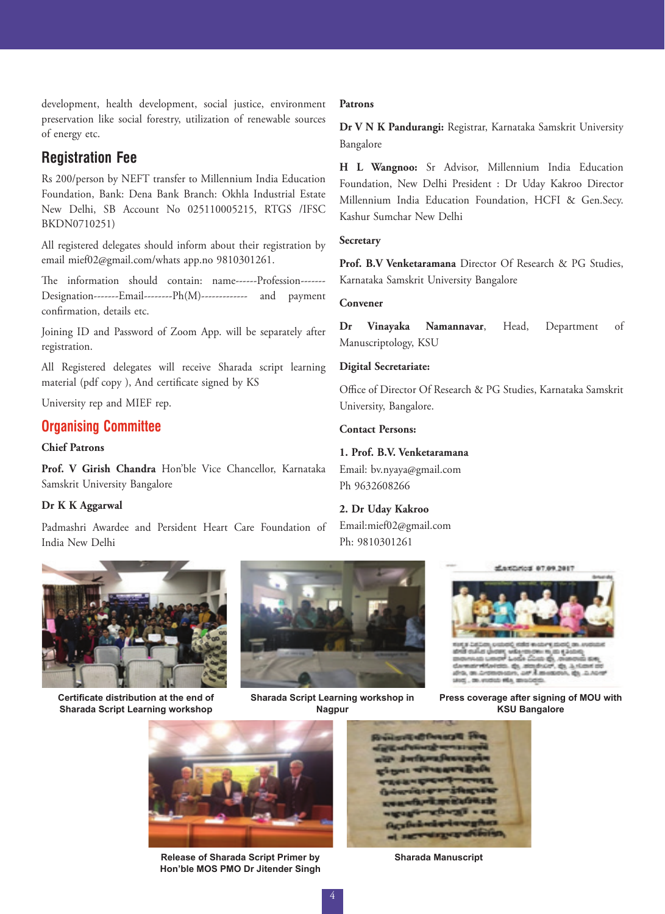development, health development, social justice, environment preservation like social forestry, utilization of renewable sources of energy etc.

## Registration Fee

Rs 200/person by NEFT transfer to Millennium India Education Foundation, Bank: Dena Bank Branch: Okhla Industrial Estate New Delhi, SB Account No 025110005215, RTGS /IFSC BKDN0710251)

All registered delegates should inform about their registration by email mief02@gmail.com/whats app.no 9810301261.

The information should contain: name------Profession-------Designation-------Email--------Ph(M)------------- and payment confirmation, details etc.

Joining ID and Password of Zoom App. will be separately after registration.

All Registered delegates will receive Sharada script learning material (pdf copy ), And certificate signed by KS

University rep and MIEF rep.

## Organising Committee

**Chief Patrons**

**Prof. V Girish Chandra** Hon'ble Vice Chancellor, Karnataka Samskrit University Bangalore

**Dr K K Aggarwal**

Padmashri Awardee and Persident Heart Care Foundation of India New Delhi

**Patrons**

**Dr V N K Pandurangi:** Registrar, Karnataka Samskrit University Bangalore

**H L Wangnoo:** Sr Advisor, Millennium India Education Foundation, New Delhi President : Dr Uday Kakroo Director Millennium India Education Foundation, HCFI & Gen.Secy. Kashur Sumchar New Delhi

**Secretary**

**Prof. B.V Venketaramana** Director Of Research & PG Studies, Karnataka Samskrit University Bangalore

**Convener**

**Dr Vinayaka Namannavar**, Head, Department of Manuscriptology, KSU

**Digital Secretariate:**

Office of Director Of Research & PG Studies, Karnataka Samskrit University, Bangalore.

**Contact Persons:**

**1. Prof. B.V. Venketaramana**
Email: bv.nyaya@gmail.com
Ph 9632608266

**2. Dr Uday Kakroo**
Email:mief02@gmail.com
Ph: 9810301261

Certificate distribution at the end of Sharada Script Learning workshop

Sharada Script Learning workshop in Nagpur

Press coverage after signing of MOU with KSU Bangalore

Release of Sharada Script Primer by Hon'ble MOS PMO Dr Jitender Singh

Sharada Manuscript